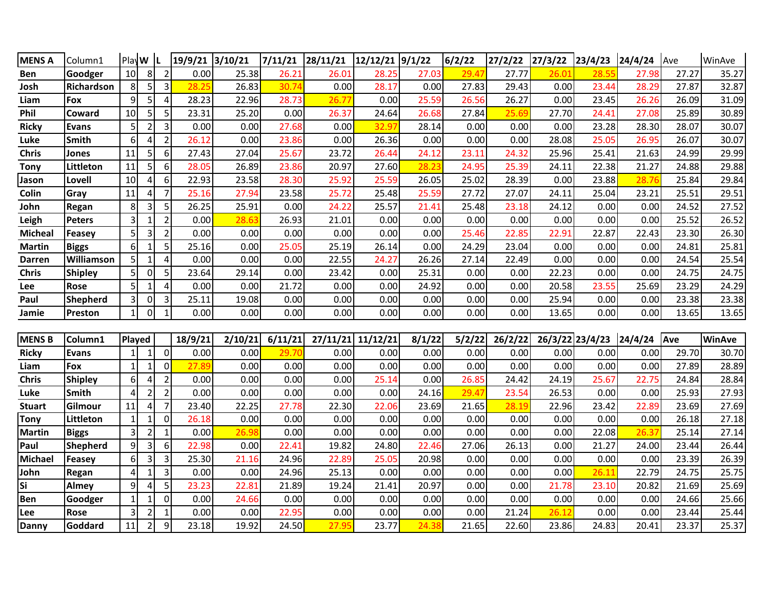| MENS A | Column1 | Play | W | L | 19/9/21 | 3/10/21 | 7/11/21 | 28/11/21 | 12/12/21 | 9/1/22 | 6/2/22 | 27/2/22 | 27/3/22 | 23/4/23 | 24/4/24 | Ave | WinAve |
|---|---|---|---|---|---|---|---|---|---|---|---|---|---|---|---|---|---|
| Ben | Goodger | 10 | 8 | 2 | 0.00 | 25.38 | 26.21 | 26.01 | 28.25 | 27.03 | 29.47 | 27.77 | 26.01 | 28.55 | 27.98 | 27.27 | 35.27 |
| Josh | Richardson | 8 | 5 | 3 | 28.25 | 26.83 | 30.74 | 0.00 | 28.17 | 0.00 | 27.83 | 29.43 | 0.00 | 23.44 | 28.29 | 27.87 | 32.87 |
| Liam | Fox | 9 | 5 | 4 | 28.23 | 22.96 | 28.73 | 26.77 | 0.00 | 25.59 | 26.56 | 26.27 | 0.00 | 23.45 | 26.26 | 26.09 | 31.09 |
| Phil | Coward | 10 | 5 | 5 | 23.31 | 25.20 | 0.00 | 26.37 | 24.64 | 26.68 | 27.84 | 25.69 | 27.70 | 24.41 | 27.08 | 25.89 | 30.89 |
| Ricky | Evans | 5 | 2 | 3 | 0.00 | 0.00 | 27.68 | 0.00 | 32.97 | 28.14 | 0.00 | 0.00 | 0.00 | 23.28 | 28.30 | 28.07 | 30.07 |
| Luke | Smith | 6 | 4 | 2 | 26.12 | 0.00 | 23.86 | 0.00 | 26.36 | 0.00 | 0.00 | 0.00 | 28.08 | 25.05 | 26.95 | 26.07 | 30.07 |
| Chris | Jones | 11 | 5 | 6 | 27.43 | 27.04 | 25.67 | 23.72 | 26.44 | 24.12 | 23.11 | 24.32 | 25.96 | 25.41 | 21.63 | 24.99 | 29.99 |
| Tony | Littleton | 11 | 5 | 6 | 28.05 | 26.89 | 23.86 | 20.97 | 27.60 | 28.23 | 24.95 | 25.39 | 24.11 | 22.38 | 21.27 | 24.88 | 29.88 |
| Jason | Lovell | 10 | 4 | 6 | 22.93 | 23.58 | 28.30 | 25.92 | 25.59 | 26.05 | 25.02 | 28.39 | 0.00 | 23.88 | 28.76 | 25.84 | 29.84 |
| Colin | Gray | 11 | 4 | 7 | 25.16 | 27.94 | 23.58 | 25.72 | 25.48 | 25.59 | 27.72 | 27.07 | 24.11 | 25.04 | 23.21 | 25.51 | 29.51 |
| John | Regan | 8 | 3 | 5 | 26.25 | 25.91 | 0.00 | 24.22 | 25.57 | 21.41 | 25.48 | 23.18 | 24.12 | 0.00 | 0.00 | 24.52 | 27.52 |
| Leigh | Peters | 3 | 1 | 2 | 0.00 | 28.63 | 26.93 | 21.01 | 0.00 | 0.00 | 0.00 | 0.00 | 0.00 | 0.00 | 0.00 | 25.52 | 26.52 |
| Micheal | Feasey | 5 | 3 | 2 | 0.00 | 0.00 | 0.00 | 0.00 | 0.00 | 0.00 | 25.46 | 22.85 | 22.91 | 22.87 | 22.43 | 23.30 | 26.30 |
| Martin | Biggs | 6 | 1 | 5 | 25.16 | 0.00 | 25.05 | 25.19 | 26.14 | 0.00 | 24.29 | 23.04 | 0.00 | 0.00 | 0.00 | 24.81 | 25.81 |
| Darren | Williamson | 5 | 1 | 4 | 0.00 | 0.00 | 0.00 | 22.55 | 24.27 | 26.26 | 27.14 | 22.49 | 0.00 | 0.00 | 0.00 | 24.54 | 25.54 |
| Chris | Shipley | 5 | 0 | 5 | 23.64 | 29.14 | 0.00 | 23.42 | 0.00 | 25.31 | 0.00 | 0.00 | 22.23 | 0.00 | 0.00 | 24.75 | 24.75 |
| Lee | Rose | 5 | 1 | 4 | 0.00 | 0.00 | 21.72 | 0.00 | 0.00 | 24.92 | 0.00 | 0.00 | 20.58 | 23.55 | 25.69 | 23.29 | 24.29 |
| Paul | Shepherd | 3 | 0 | 3 | 25.11 | 19.08 | 0.00 | 0.00 | 0.00 | 0.00 | 0.00 | 0.00 | 25.94 | 0.00 | 0.00 | 23.38 | 23.38 |
| Jamie | Preston | 1 | 0 | 1 | 0.00 | 0.00 | 0.00 | 0.00 | 0.00 | 0.00 | 0.00 | 0.00 | 13.65 | 0.00 | 0.00 | 13.65 | 13.65 |

| MENS B | Column1 | Played | | | 18/9/21 | 2/10/21 | 6/11/21 | 27/11/21 | 11/12/21 | 8/1/22 | 5/2/22 | 26/2/22 | 26/3/22 | 23/4/23 | 24/4/24 | Ave | WinAve |
|---|---|---|---|---|---|---|---|---|---|---|---|---|---|---|---|---|---|
| Ricky | Evans | 1 | 1 | 0 | 0.00 | 0.00 | 29.70 | 0.00 | 0.00 | 0.00 | 0.00 | 0.00 | 0.00 | 0.00 | 0.00 | 29.70 | 30.70 |
| Liam | Fox | 1 | 1 | 0 | 27.89 | 0.00 | 0.00 | 0.00 | 0.00 | 0.00 | 0.00 | 0.00 | 0.00 | 0.00 | 0.00 | 27.89 | 28.89 |
| Chris | Shipley | 6 | 4 | 2 | 0.00 | 0.00 | 0.00 | 0.00 | 25.14 | 0.00 | 26.85 | 24.42 | 24.19 | 25.67 | 22.75 | 24.84 | 28.84 |
| Luke | Smith | 4 | 2 | 2 | 0.00 | 0.00 | 0.00 | 0.00 | 0.00 | 24.16 | 29.47 | 23.54 | 26.53 | 0.00 | 0.00 | 25.93 | 27.93 |
| Stuart | Gilmour | 11 | 4 | 7 | 23.40 | 22.25 | 27.78 | 22.30 | 22.06 | 23.69 | 21.65 | 28.19 | 22.96 | 23.42 | 22.89 | 23.69 | 27.69 |
| Tony | Littleton | 1 | 1 | 0 | 26.18 | 0.00 | 0.00 | 0.00 | 0.00 | 0.00 | 0.00 | 0.00 | 0.00 | 0.00 | 0.00 | 26.18 | 27.18 |
| Martin | Biggs | 3 | 2 | 1 | 0.00 | 26.98 | 0.00 | 0.00 | 0.00 | 0.00 | 0.00 | 0.00 | 0.00 | 22.08 | 26.37 | 25.14 | 27.14 |
| Paul | Shepherd | 9 | 3 | 6 | 22.98 | 0.00 | 22.41 | 19.82 | 24.80 | 22.46 | 27.06 | 26.13 | 0.00 | 21.27 | 24.00 | 23.44 | 26.44 |
| Michael | Feasey | 6 | 3 | 3 | 25.30 | 21.16 | 24.96 | 22.89 | 25.05 | 20.98 | 0.00 | 0.00 | 0.00 | 0.00 | 0.00 | 23.39 | 26.39 |
| John | Regan | 4 | 1 | 3 | 0.00 | 0.00 | 24.96 | 25.13 | 0.00 | 0.00 | 0.00 | 0.00 | 0.00 | 26.11 | 22.79 | 24.75 | 25.75 |
| Si | Almey | 9 | 4 | 5 | 23.23 | 22.81 | 21.89 | 19.24 | 21.41 | 20.97 | 0.00 | 0.00 | 21.78 | 23.10 | 20.82 | 21.69 | 25.69 |
| Ben | Goodger | 1 | 1 | 0 | 0.00 | 24.66 | 0.00 | 0.00 | 0.00 | 0.00 | 0.00 | 0.00 | 0.00 | 0.00 | 0.00 | 24.66 | 25.66 |
| Lee | Rose | 3 | 2 | 1 | 0.00 | 0.00 | 22.95 | 0.00 | 0.00 | 0.00 | 0.00 | 21.24 | 26.12 | 0.00 | 0.00 | 23.44 | 25.44 |
| Danny | Goddard | 11 | 2 | 9 | 23.18 | 19.92 | 24.50 | 27.95 | 23.77 | 24.38 | 21.65 | 22.60 | 23.86 | 24.83 | 20.41 | 23.37 | 25.37 |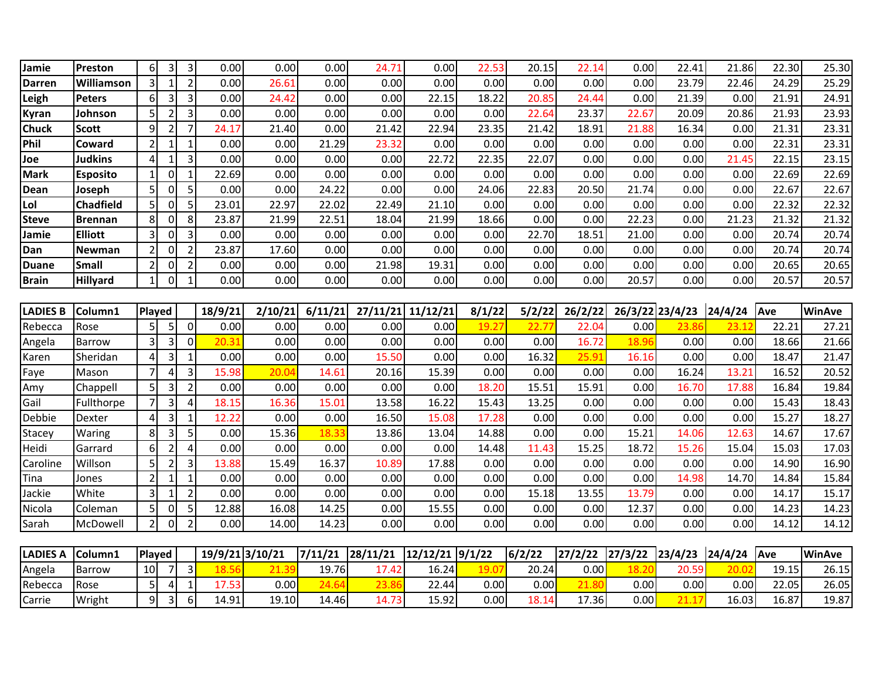| | | | | | | | | | | | | | | | | |
|---|---|---|---|---|---|---|---|---|---|---|---|---|---|---|---|---|
| **Jamie** | **Preston** | 6 | 3 | 3 | 0.00 | 0.00 | 0.00 | 24.71 | 0.00 | 22.53 | 20.15 | 22.14 | 0.00 | 22.41 | 21.86 | 22.30 | 25.30 |
| **Darren** | **Williamson** | 3 | 1 | 2 | 0.00 | 26.61 | 0.00 | 0.00 | 0.00 | 0.00 | 0.00 | 0.00 | 0.00 | 23.79 | 22.46 | 24.29 | 25.29 |
| **Leigh** | **Peters** | 6 | 3 | 3 | 0.00 | 24.42 | 0.00 | 0.00 | 22.15 | 18.22 | 20.85 | 24.44 | 0.00 | 21.39 | 0.00 | 21.91 | 24.91 |
| **Kyran** | **Johnson** | 5 | 2 | 3 | 0.00 | 0.00 | 0.00 | 0.00 | 0.00 | 0.00 | 22.64 | 23.37 | 22.67 | 20.09 | 20.86 | 21.93 | 23.93 |
| **Chuck** | **Scott** | 9 | 2 | 7 | 24.17 | 21.40 | 0.00 | 21.42 | 22.94 | 23.35 | 21.42 | 18.91 | 21.88 | 16.34 | 0.00 | 21.31 | 23.31 |
| **Phil** | **Coward** | 2 | 1 | 1 | 0.00 | 0.00 | 21.29 | 23.32 | 0.00 | 0.00 | 0.00 | 0.00 | 0.00 | 0.00 | 0.00 | 22.31 | 23.31 |
| **Joe** | **Judkins** | 4 | 1 | 3 | 0.00 | 0.00 | 0.00 | 0.00 | 22.72 | 22.35 | 22.07 | 0.00 | 0.00 | 0.00 | 21.45 | 22.15 | 23.15 |
| **Mark** | **Esposito** | 1 | 0 | 1 | 22.69 | 0.00 | 0.00 | 0.00 | 0.00 | 0.00 | 0.00 | 0.00 | 0.00 | 0.00 | 0.00 | 22.69 | 22.69 |
| **Dean** | **Joseph** | 5 | 0 | 5 | 0.00 | 0.00 | 24.22 | 0.00 | 0.00 | 24.06 | 22.83 | 20.50 | 21.74 | 0.00 | 0.00 | 22.67 | 22.67 |
| **Lol** | **Chadfield** | 5 | 0 | 5 | 23.01 | 22.97 | 22.02 | 22.49 | 21.10 | 0.00 | 0.00 | 0.00 | 0.00 | 0.00 | 0.00 | 22.32 | 22.32 |
| **Steve** | **Brennan** | 8 | 0 | 8 | 23.87 | 21.99 | 22.51 | 18.04 | 21.99 | 18.66 | 0.00 | 0.00 | 22.23 | 0.00 | 21.23 | 21.32 | 21.32 |
| **Jamie** | **Elliott** | 3 | 0 | 3 | 0.00 | 0.00 | 0.00 | 0.00 | 0.00 | 0.00 | 22.70 | 18.51 | 21.00 | 0.00 | 0.00 | 20.74 | 20.74 |
| **Dan** | **Newman** | 2 | 0 | 2 | 23.87 | 17.60 | 0.00 | 0.00 | 0.00 | 0.00 | 0.00 | 0.00 | 0.00 | 0.00 | 0.00 | 20.74 | 20.74 |
| **Duane** | **Small** | 2 | 0 | 2 | 0.00 | 0.00 | 0.00 | 21.98 | 19.31 | 0.00 | 0.00 | 0.00 | 0.00 | 0.00 | 0.00 | 20.65 | 20.65 |
| **Brain** | **Hillyard** | 1 | 0 | 1 | 0.00 | 0.00 | 0.00 | 0.00 | 0.00 | 0.00 | 0.00 | 0.00 | 20.57 | 0.00 | 0.00 | 20.57 | 20.57 |

| **LADIES B** | **Column1** | **Played** | | | **18/9/21** | **2/10/21** | **6/11/21** | **27/11/21** | **11/12/21** | **8/1/22** | **5/2/22** | **26/2/22** | **26/3/22** | **23/4/23** | **24/4/24** | **Ave** | **WinAve** |
|---|---|---|---|---|---|---|---|---|---|---|---|---|---|---|---|---|---|
| Rebecca | Rose | 5 | 5 | 0 | 0.00 | 0.00 | 0.00 | 0.00 | 0.00 | 19.27 | 22.77 | 22.04 | 0.00 | 23.86 | 23.12 | 22.21 | 27.21 |
| Angela | Barrow | 3 | 3 | 0 | 20.31 | 0.00 | 0.00 | 0.00 | 0.00 | 0.00 | 0.00 | 16.72 | 18.96 | 0.00 | 0.00 | 18.66 | 21.66 |
| Karen | Sheridan | 4 | 3 | 1 | 0.00 | 0.00 | 0.00 | 15.50 | 0.00 | 0.00 | 16.32 | 25.91 | 16.16 | 0.00 | 0.00 | 18.47 | 21.47 |
| Faye | Mason | 7 | 4 | 3 | 15.98 | 20.04 | 14.61 | 20.16 | 15.39 | 0.00 | 0.00 | 0.00 | 0.00 | 16.24 | 13.21 | 16.52 | 20.52 |
| Amy | Chappell | 5 | 3 | 2 | 0.00 | 0.00 | 0.00 | 0.00 | 0.00 | 18.20 | 15.51 | 15.91 | 0.00 | 16.70 | 17.88 | 16.84 | 19.84 |
| Gail | Fullthorpe | 7 | 3 | 4 | 18.15 | 16.36 | 15.01 | 13.58 | 16.22 | 15.43 | 13.25 | 0.00 | 0.00 | 0.00 | 0.00 | 15.43 | 18.43 |
| Debbie | Dexter | 4 | 3 | 1 | 12.22 | 0.00 | 0.00 | 16.50 | 15.08 | 17.28 | 0.00 | 0.00 | 0.00 | 0.00 | 0.00 | 15.27 | 18.27 |
| Stacey | Waring | 8 | 3 | 5 | 0.00 | 15.36 | 18.33 | 13.86 | 13.04 | 14.88 | 0.00 | 0.00 | 15.21 | 14.06 | 12.63 | 14.67 | 17.67 |
| Heidi | Garrard | 6 | 2 | 4 | 0.00 | 0.00 | 0.00 | 0.00 | 0.00 | 14.48 | 11.43 | 15.25 | 18.72 | 15.26 | 15.04 | 15.03 | 17.03 |
| Caroline | Willson | 5 | 2 | 3 | 13.88 | 15.49 | 16.37 | 10.89 | 17.88 | 0.00 | 0.00 | 0.00 | 0.00 | 0.00 | 0.00 | 14.90 | 16.90 |
| Tina | Jones | 2 | 1 | 1 | 0.00 | 0.00 | 0.00 | 0.00 | 0.00 | 0.00 | 0.00 | 0.00 | 0.00 | 14.98 | 14.70 | 14.84 | 15.84 |
| Jackie | White | 3 | 1 | 2 | 0.00 | 0.00 | 0.00 | 0.00 | 0.00 | 0.00 | 15.18 | 13.55 | 13.79 | 0.00 | 0.00 | 14.17 | 15.17 |
| Nicola | Coleman | 5 | 0 | 5 | 12.88 | 16.08 | 14.25 | 0.00 | 15.55 | 0.00 | 0.00 | 0.00 | 12.37 | 0.00 | 0.00 | 14.23 | 14.23 |
| Sarah | McDowell | 2 | 0 | 2 | 0.00 | 14.00 | 14.23 | 0.00 | 0.00 | 0.00 | 0.00 | 0.00 | 0.00 | 0.00 | 0.00 | 14.12 | 14.12 |

| **LADIES A** | **Column1** | **Played** | | | **19/9/21** | **3/10/21** | **7/11/21** | **28/11/21** | **12/12/21** | **9/1/22** | **6/2/22** | **27/2/22** | **27/3/22** | **23/4/23** | **24/4/24** | **Ave** | **WinAve** |
|---|---|---|---|---|---|---|---|---|---|---|---|---|---|---|---|---|---|
| Angela | Barrow | 10 | 7 | 3 | 18.56 | 21.39 | 19.76 | 17.42 | 16.24 | 19.07 | 20.24 | 0.00 | 18.20 | 20.59 | 20.02 | 19.15 | 26.15 |
| Rebecca | Rose | 5 | 4 | 1 | 17.53 | 0.00 | 24.64 | 23.86 | 22.44 | 0.00 | 0.00 | 21.80 | 0.00 | 0.00 | 0.00 | 22.05 | 26.05 |
| Carrie | Wright | 9 | 3 | 6 | 14.91 | 19.10 | 14.46 | 14.73 | 15.92 | 0.00 | 18.14 | 17.36 | 0.00 | 21.17 | 16.03 | 16.87 | 19.87 |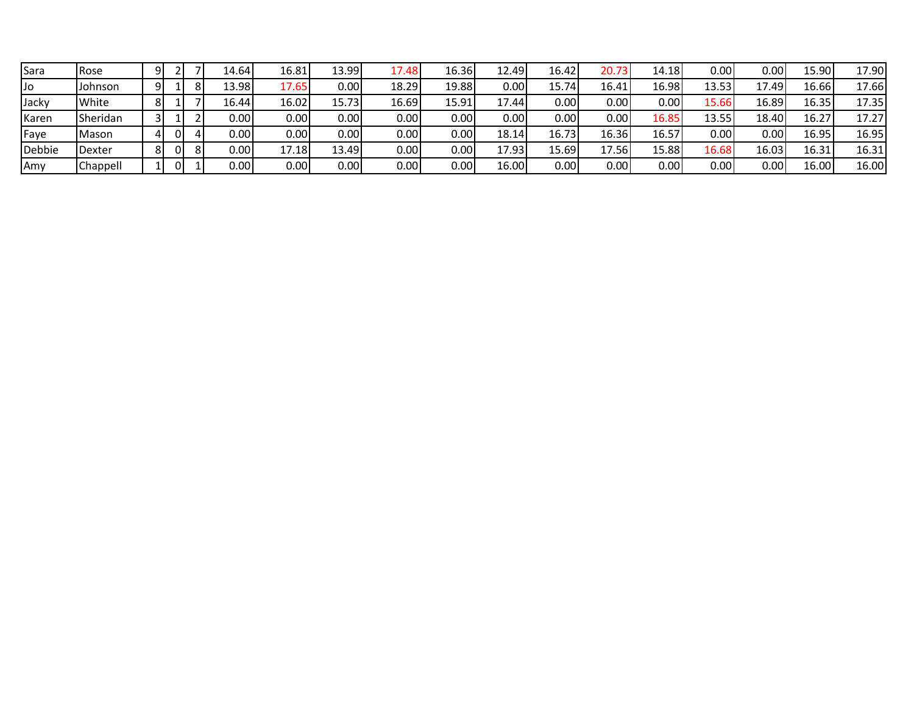| | | | | | | | | | | | | | | | | | |
|---|---|---|---|---|---|---|---|---|---|---|---|---|---|---|---|---|---|
| Sara | Rose | 9 | 2 | 7 | 14.64 | 16.81 | 13.99 | 17.48 | 16.36 | 12.49 | 16.42 | 20.73 | 14.18 | 0.00 | 0.00 | 15.90 | 17.90 |
| Jo | Johnson | 9 | 1 | 8 | 13.98 | 17.65 | 0.00 | 18.29 | 19.88 | 0.00 | 15.74 | 16.41 | 16.98 | 13.53 | 17.49 | 16.66 | 17.66 |
| Jacky | White | 8 | 1 | 7 | 16.44 | 16.02 | 15.73 | 16.69 | 15.91 | 17.44 | 0.00 | 0.00 | 0.00 | 15.66 | 16.89 | 16.35 | 17.35 |
| Karen | Sheridan | 3 | 1 | 2 | 0.00 | 0.00 | 0.00 | 0.00 | 0.00 | 0.00 | 0.00 | 0.00 | 16.85 | 13.55 | 18.40 | 16.27 | 17.27 |
| Faye | Mason | 4 | 0 | 4 | 0.00 | 0.00 | 0.00 | 0.00 | 0.00 | 18.14 | 16.73 | 16.36 | 16.57 | 0.00 | 0.00 | 16.95 | 16.95 |
| Debbie | Dexter | 8 | 0 | 8 | 0.00 | 17.18 | 13.49 | 0.00 | 0.00 | 17.93 | 15.69 | 17.56 | 15.88 | 16.68 | 16.03 | 16.31 | 16.31 |
| Amy | Chappell | 1 | 0 | 1 | 0.00 | 0.00 | 0.00 | 0.00 | 0.00 | 16.00 | 0.00 | 0.00 | 0.00 | 0.00 | 0.00 | 16.00 | 16.00 |